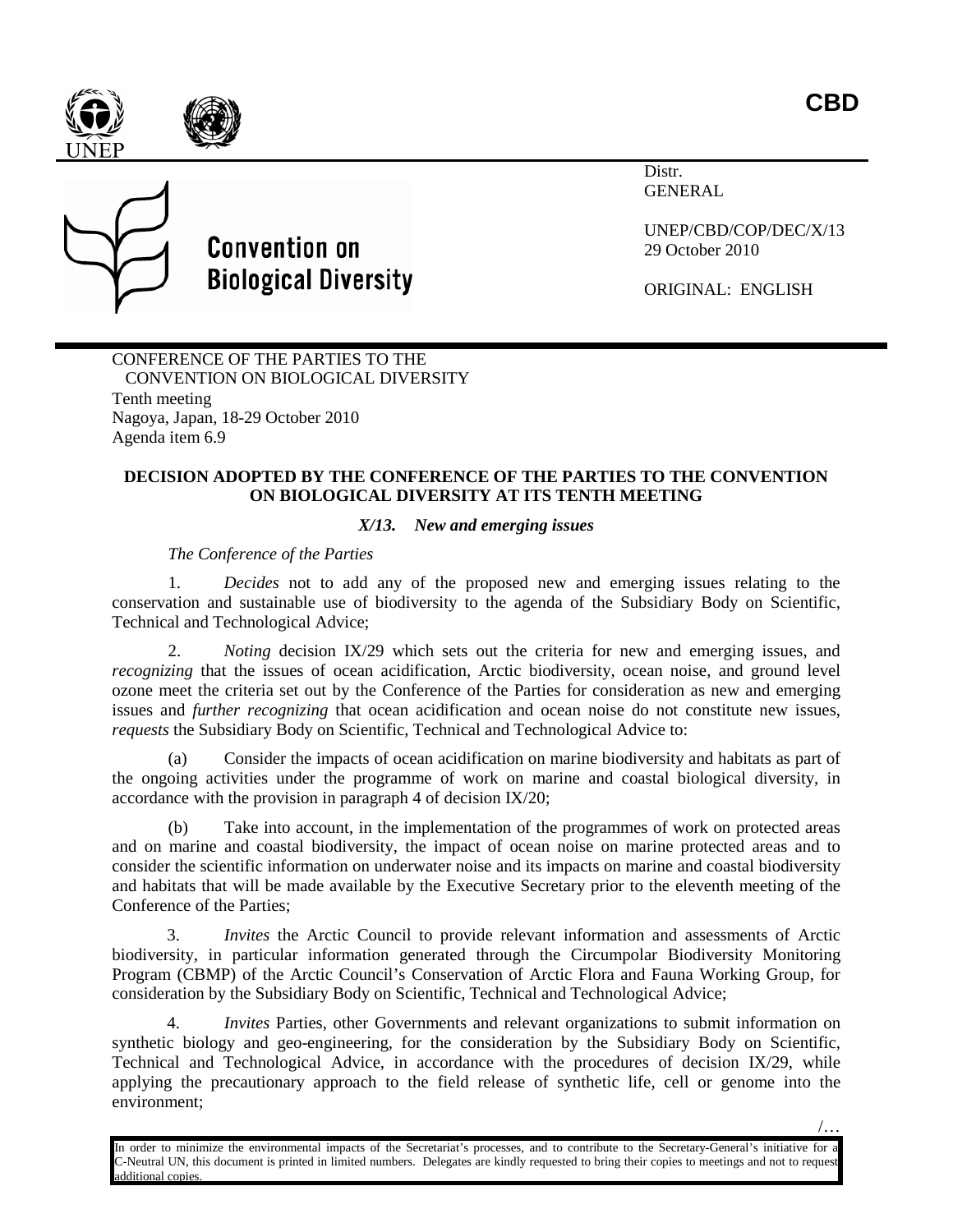**CBD**

Distr.
GENERAL

UNEP/CBD/COP/DEC/X/13
29 October 2010

ORIGINAL: ENGLISH

# Convention on Biological Diversity

CONFERENCE OF THE PARTIES TO THE CONVENTION ON BIOLOGICAL DIVERSITY
Tenth meeting
Nagoya, Japan, 18-29 October 2010
Agenda item 6.9

## DECISION ADOPTED BY THE CONFERENCE OF THE PARTIES TO THE CONVENTION ON BIOLOGICAL DIVERSITY AT ITS TENTH MEETING

### *X/13. New and emerging issues*

*The Conference of the Parties*

1. *Decides* not to add any of the proposed new and emerging issues relating to the conservation and sustainable use of biodiversity to the agenda of the Subsidiary Body on Scientific, Technical and Technological Advice;

2. *Noting* decision IX/29 which sets out the criteria for new and emerging issues, and *recognizing* that the issues of ocean acidification, Arctic biodiversity, ocean noise, and ground level ozone meet the criteria set out by the Conference of the Parties for consideration as new and emerging issues and *further recognizing* that ocean acidification and ocean noise do not constitute new issues, *requests* the Subsidiary Body on Scientific, Technical and Technological Advice to:

(a) Consider the impacts of ocean acidification on marine biodiversity and habitats as part of the ongoing activities under the programme of work on marine and coastal biological diversity, in accordance with the provision in paragraph 4 of decision IX/20;

(b) Take into account, in the implementation of the programmes of work on protected areas and on marine and coastal biodiversity, the impact of ocean noise on marine protected areas and to consider the scientific information on underwater noise and its impacts on marine and coastal biodiversity and habitats that will be made available by the Executive Secretary prior to the eleventh meeting of the Conference of the Parties;

3. *Invites* the Arctic Council to provide relevant information and assessments of Arctic biodiversity, in particular information generated through the Circumpolar Biodiversity Monitoring Program (CBMP) of the Arctic Council's Conservation of Arctic Flora and Fauna Working Group, for consideration by the Subsidiary Body on Scientific, Technical and Technological Advice;

4. *Invites* Parties, other Governments and relevant organizations to submit information on synthetic biology and geo-engineering, for the consideration by the Subsidiary Body on Scientific, Technical and Technological Advice, in accordance with the procedures of decision IX/29, while applying the precautionary approach to the field release of synthetic life, cell or genome into the environment;

/…

In order to minimize the environmental impacts of the Secretariat's processes, and to contribute to the Secretary-General's initiative for a C-Neutral UN, this document is printed in limited numbers. Delegates are kindly requested to bring their copies to meetings and not to request additional copies.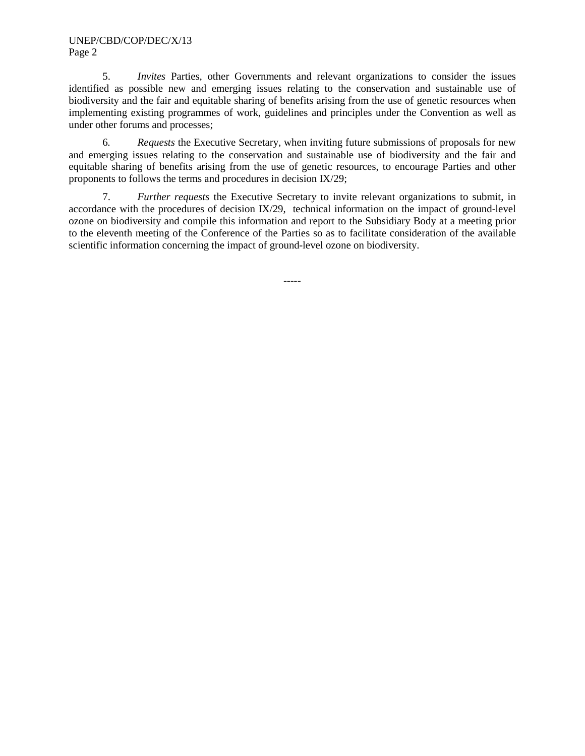5. *Invites* Parties, other Governments and relevant organizations to consider the issues identified as possible new and emerging issues relating to the conservation and sustainable use of biodiversity and the fair and equitable sharing of benefits arising from the use of genetic resources when implementing existing programmes of work, guidelines and principles under the Convention as well as under other forums and processes;

6. *Requests* the Executive Secretary, when inviting future submissions of proposals for new and emerging issues relating to the conservation and sustainable use of biodiversity and the fair and equitable sharing of benefits arising from the use of genetic resources, to encourage Parties and other proponents to follows the terms and procedures in decision IX/29;

7. *Further requests* the Executive Secretary to invite relevant organizations to submit, in accordance with the procedures of decision IX/29, technical information on the impact of ground-level ozone on biodiversity and compile this information and report to the Subsidiary Body at a meeting prior to the eleventh meeting of the Conference of the Parties so as to facilitate consideration of the available scientific information concerning the impact of ground-level ozone on biodiversity.

-----